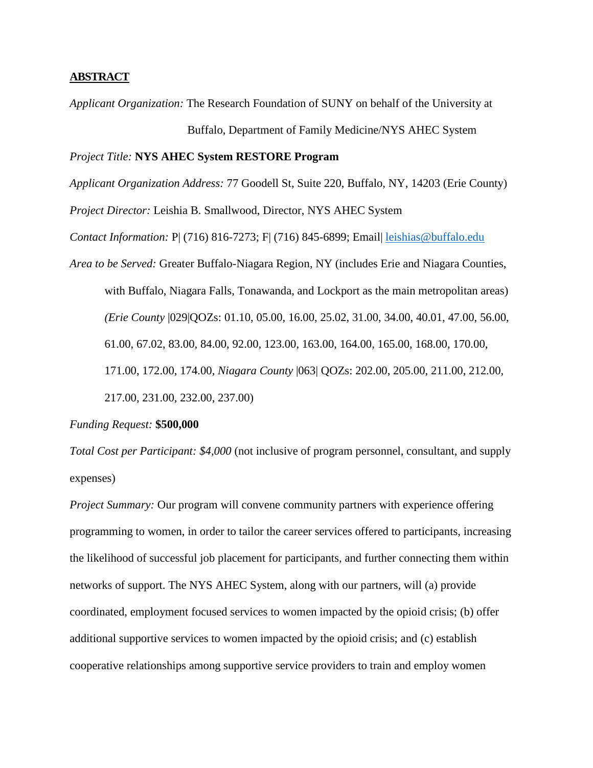## ABSTRACT

*Applicant Organization:* The Research Foundation of SUNY on behalf of the University at Buffalo, Department of Family Medicine/NYS AHEC System

*Project Title:* **NYS AHEC System RESTORE Program**

*Applicant Organization Address:* 77 Goodell St, Suite 220, Buffalo, NY, 14203 (Erie County)

*Project Director:* Leishia B. Smallwood, Director, NYS AHEC System

*Contact Information:* P| (716) 816-7273; F| (716) 845-6899; Email| leishias@buffalo.edu

*Area to be Served:* Greater Buffalo-Niagara Region, NY (includes Erie and Niagara Counties, with Buffalo, Niagara Falls, Tonawanda, and Lockport as the main metropolitan areas) *(Erie County* |029|QOZs: 01.10, 05.00, 16.00, 25.02, 31.00, 34.00, 40.01, 47.00, 56.00, 61.00, 67.02, 83.00, 84.00, 92.00, 123.00, 163.00, 164.00, 165.00, 168.00, 170.00, 171.00, 172.00, 174.00, *Niagara County* |063| QOZs: 202.00, 205.00, 211.00, 212.00, 217.00, 231.00, 232.00, 237.00)

*Funding Request:* **$500,000**

*Total Cost per Participant: $4,000* (not inclusive of program personnel, consultant, and supply expenses)

*Project Summary:* Our program will convene community partners with experience offering programming to women, in order to tailor the career services offered to participants, increasing the likelihood of successful job placement for participants, and further connecting them within networks of support. The NYS AHEC System, along with our partners, will (a) provide coordinated, employment focused services to women impacted by the opioid crisis; (b) offer additional supportive services to women impacted by the opioid crisis; and (c) establish cooperative relationships among supportive service providers to train and employ women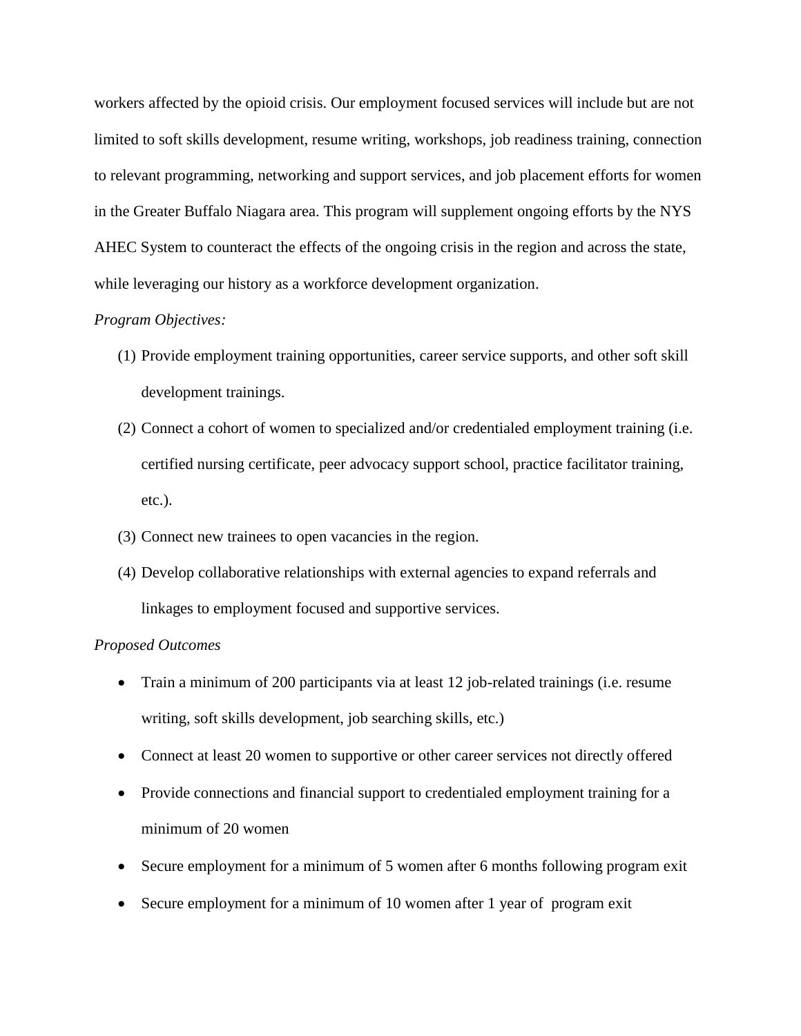workers affected by the opioid crisis. Our employment focused services will include but are not limited to soft skills development, resume writing, workshops, job readiness training, connection to relevant programming, networking and support services, and job placement efforts for women in the Greater Buffalo Niagara area. This program will supplement ongoing efforts by the NYS AHEC System to counteract the effects of the ongoing crisis in the region and across the state, while leveraging our history as a workforce development organization.

*Program Objectives:*

(1) Provide employment training opportunities, career service supports, and other soft skill development trainings.

(2) Connect a cohort of women to specialized and/or credentialed employment training (i.e. certified nursing certificate, peer advocacy support school, practice facilitator training, etc.).

(3) Connect new trainees to open vacancies in the region.

(4) Develop collaborative relationships with external agencies to expand referrals and linkages to employment focused and supportive services.

*Proposed Outcomes*

- Train a minimum of 200 participants via at least 12 job-related trainings (i.e. resume writing, soft skills development, job searching skills, etc.)
- Connect at least 20 women to supportive or other career services not directly offered
- Provide connections and financial support to credentialed employment training for a minimum of 20 women
- Secure employment for a minimum of 5 women after 6 months following program exit
- Secure employment for a minimum of 10 women after 1 year of program exit